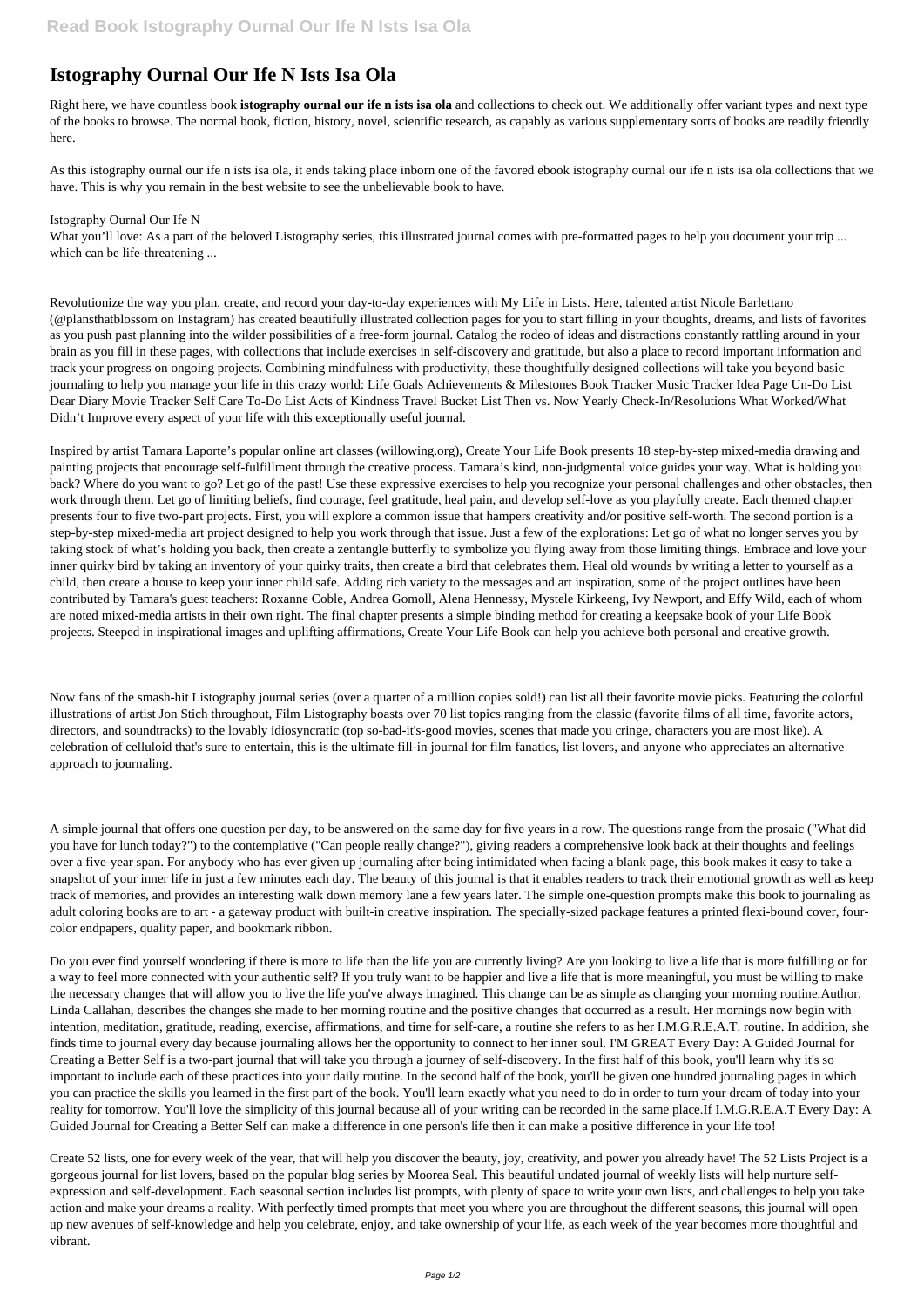# Istography Ournal Our Ife N Ists Isa Ola

Right here, we have countless book **istography ournal our ife n ists isa ola** and collections to check out. We additionally offer variant types and next type of the books to browse. The normal book, fiction, history, novel, scientific research, as capably as various supplementary sorts of books are readily friendly here.

As this istography ournal our ife n ists isa ola, it ends taking place inborn one of the favored ebook istography ournal our ife n ists isa ola collections that we have. This is why you remain in the best website to see the unbelievable book to have.

Istography Ournal Our Ife N

What you'll love: As a part of the beloved Listography series, this illustrated journal comes with pre-formatted pages to help you document your trip ... which can be life-threatening ...

Revolutionize the way you plan, create, and record your day-to-day experiences with My Life in Lists. Here, talented artist Nicole Barlettano (@plansthatblossom on Instagram) has created beautifully illustrated collection pages for you to start filling in your thoughts, dreams, and lists of favorites as you push past planning into the wilder possibilities of a free-form journal. Catalog the rodeo of ideas and distractions constantly rattling around in your brain as you fill in these pages, with collections that include exercises in self-discovery and gratitude, but also a place to record important information and track your progress on ongoing projects. Combining mindfulness with productivity, these thoughtfully designed collections will take you beyond basic journaling to help you manage your life in this crazy world: Life Goals Achievements & Milestones Book Tracker Music Tracker Idea Page Un-Do List Dear Diary Movie Tracker Self Care To-Do List Acts of Kindness Travel Bucket List Then vs. Now Yearly Check-In/Resolutions What Worked/What Didn't Improve every aspect of your life with this exceptionally useful journal.

Inspired by artist Tamara Laporte's popular online art classes (willowing.org), Create Your Life Book presents 18 step-by-step mixed-media drawing and painting projects that encourage self-fulfillment through the creative process. Tamara's kind, non-judgmental voice guides your way. What is holding you back? Where do you want to go? Let go of the past! Use these expressive exercises to help you recognize your personal challenges and other obstacles, then work through them. Let go of limiting beliefs, find courage, feel gratitude, heal pain, and develop self-love as you playfully create. Each themed chapter presents four to five two-part projects. First, you will explore a common issue that hampers creativity and/or positive self-worth. The second portion is a step-by-step mixed-media art project designed to help you work through that issue. Just a few of the explorations: Let go of what no longer serves you by taking stock of what's holding you back, then create a zentangle butterfly to symbolize you flying away from those limiting things. Embrace and love your inner quirky bird by taking an inventory of your quirky traits, then create a bird that celebrates them. Heal old wounds by writing a letter to yourself as a child, then create a house to keep your inner child safe. Adding rich variety to the messages and art inspiration, some of the project outlines have been contributed by Tamara's guest teachers: Roxanne Coble, Andrea Gomoll, Alena Hennessy, Mystele Kirkeeng, Ivy Newport, and Effy Wild, each of whom are noted mixed-media artists in their own right. The final chapter presents a simple binding method for creating a keepsake book of your Life Book projects. Steeped in inspirational images and uplifting affirmations, Create Your Life Book can help you achieve both personal and creative growth.

Now fans of the smash-hit Listography journal series (over a quarter of a million copies sold!) can list all their favorite movie picks. Featuring the colorful illustrations of artist Jon Stich throughout, Film Listography boasts over 70 list topics ranging from the classic (favorite films of all time, favorite actors, directors, and soundtracks) to the lovably idiosyncratic (top so-bad-it's-good movies, scenes that made you cringe, characters you are most like). A celebration of celluloid that's sure to entertain, this is the ultimate fill-in journal for film fanatics, list lovers, and anyone who appreciates an alternative approach to journaling.

A simple journal that offers one question per day, to be answered on the same day for five years in a row. The questions range from the prosaic ("What did you have for lunch today?") to the contemplative ("Can people really change?"), giving readers a comprehensive look back at their thoughts and feelings over a five-year span. For anybody who has ever given up journaling after being intimidated when facing a blank page, this book makes it easy to take a snapshot of your inner life in just a few minutes each day. The beauty of this journal is that it enables readers to track their emotional growth as well as keep track of memories, and provides an interesting walk down memory lane a few years later. The simple one-question prompts make this book to journaling as adult coloring books are to art - a gateway product with built-in creative inspiration. The specially-sized package features a printed flexi-bound cover, four-color endpapers, quality paper, and bookmark ribbon.

Do you ever find yourself wondering if there is more to life than the life you are currently living? Are you looking to live a life that is more fulfilling or for a way to feel more connected with your authentic self? If you truly want to be happier and live a life that is more meaningful, you must be willing to make the necessary changes that will allow you to live the life you've always imagined. This change can be as simple as changing your morning routine.Author, Linda Callahan, describes the changes she made to her morning routine and the positive changes that occurred as a result. Her mornings now begin with intention, meditation, gratitude, reading, exercise, affirmations, and time for self-care, a routine she refers to as her I.M.G.R.E.A.T. routine. In addition, she finds time to journal every day because journaling allows her the opportunity to connect to her inner soul. I'M GREAT Every Day: A Guided Journal for Creating a Better Self is a two-part journal that will take you through a journey of self-discovery. In the first half of this book, you'll learn why it's so important to include each of these practices into your daily routine. In the second half of the book, you'll be given one hundred journaling pages in which you can practice the skills you learned in the first part of the book. You'll learn exactly what you need to do in order to turn your dream of today into your reality for tomorrow. You'll love the simplicity of this journal because all of your writing can be recorded in the same place.If I.M.G.R.E.A.T Every Day: A Guided Journal for Creating a Better Self can make a difference in one person's life then it can make a positive difference in your life too!

Create 52 lists, one for every week of the year, that will help you discover the beauty, joy, creativity, and power you already have! The 52 Lists Project is a gorgeous journal for list lovers, based on the popular blog series by Moorea Seal. This beautiful undated journal of weekly lists will help nurture self-expression and self-development. Each seasonal section includes list prompts, with plenty of space to write your own lists, and challenges to help you take action and make your dreams a reality. With perfectly timed prompts that meet you where you are throughout the different seasons, this journal will open up new avenues of self-knowledge and help you celebrate, enjoy, and take ownership of your life, as each week of the year becomes more thoughtful and vibrant.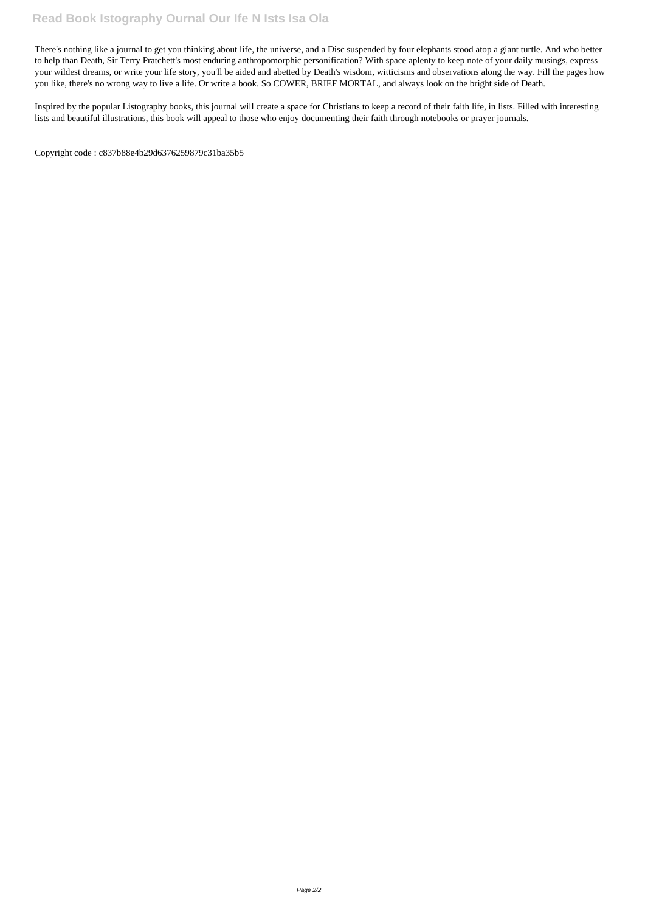There's nothing like a journal to get you thinking about life, the universe, and a Disc suspended by four elephants stood atop a giant turtle. And who better to help than Death, Sir Terry Pratchett's most enduring anthropomorphic personification? With space aplenty to keep note of your daily musings, express your wildest dreams, or write your life story, you'll be aided and abetted by Death's wisdom, witticisms and observations along the way. Fill the pages how you like, there's no wrong way to live a life. Or write a book. So COWER, BRIEF MORTAL, and always look on the bright side of Death.

Inspired by the popular Listography books, this journal will create a space for Christians to keep a record of their faith life, in lists. Filled with interesting lists and beautiful illustrations, this book will appeal to those who enjoy documenting their faith through notebooks or prayer journals.

Copyright code : c837b88e4b29d6376259879c31ba35b5